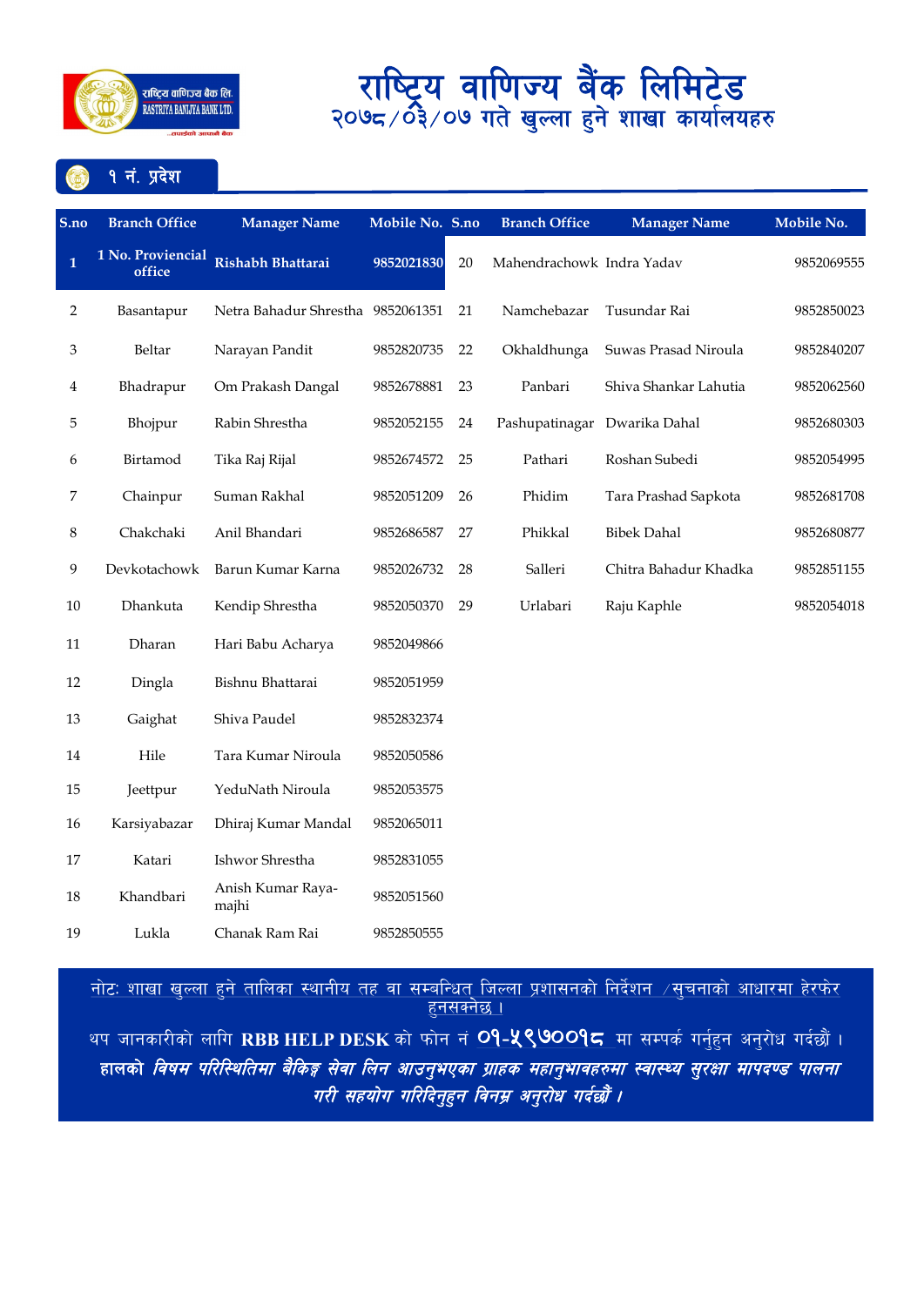# राष्ट्रिय वाणिज्य बैंक लिमिटेड

## २०७८/०३/०७ गते खुल्ला हुने शाखा कार्यालयहरु

### १ नं. प्रदेश

| S.no | Branch Office | Manager Name | Mobile No. | S.no | Branch Office | Manager Name | Mobile No. |
|---|---|---|---|---|---|---|---|
| 1 | 1 No. Proviencial office | Rishabh Bhattarai | 9852021830 | 20 | Mahendrachowk | Indra Yadav | 9852069555 |
| 2 | Basantapur | Netra Bahadur Shrestha | 9852061351 | 21 | Namchebazar | Tusundar Rai | 9852850023 |
| 3 | Beltar | Narayan Pandit | 9852820735 | 22 | Okhaldhunga | Suwas Prasad Niroula | 9852840207 |
| 4 | Bhadrapur | Om Prakash Dangal | 9852678881 | 23 | Panbari | Shiva Shankar Lahutia | 9852062560 |
| 5 | Bhojpur | Rabin Shrestha | 9852052155 | 24 | Pashupatinagar | Dwarika Dahal | 9852680303 |
| 6 | Birtamod | Tika Raj Rijal | 9852674572 | 25 | Pathari | Roshan Subedi | 9852054995 |
| 7 | Chainpur | Suman Rakhal | 9852051209 | 26 | Phidim | Tara Prashad Sapkota | 9852681708 |
| 8 | Chakchaki | Anil Bhandari | 9852686587 | 27 | Phikkal | Bibek Dahal | 9852680877 |
| 9 | Devkotachowk | Barun Kumar Karna | 9852026732 | 28 | Salleri | Chitra Bahadur Khadka | 9852851155 |
| 10 | Dhankuta | Kendip Shrestha | 9852050370 | 29 | Urlabari | Raju Kaphle | 9852054018 |
| 11 | Dharan | Hari Babu Acharya | 9852049866 | | | | |
| 12 | Dingla | Bishnu Bhattarai | 9852051959 | | | | |
| 13 | Gaighat | Shiva Paudel | 9852832374 | | | | |
| 14 | Hile | Tara Kumar Niroula | 9852050586 | | | | |
| 15 | Jeettpur | YeduNath Niroula | 9852053575 | | | | |
| 16 | Karsiyabazar | Dhiraj Kumar Mandal | 9852065011 | | | | |
| 17 | Katari | Ishwor Shrestha | 9852831055 | | | | |
| 18 | Khandbari | Anish Kumar Raya-majhi | 9852051560 | | | | |
| 19 | Lukla | Chanak Ram Rai | 9852850555 | | | | |

नोटः शाखा खुल्ला हुने तालिका स्थानीय तह वा सम्बन्धित जिल्ला प्रशासनको निर्देशन /सुचनाको आधारमा हेरफेर हुनसक्नेछ ।

थप जानकारीको लागि **RBB HELP DESK** को फोन नं ०१-५९७००१८ मा सम्पर्क गर्नुहुन अनुरोध गर्दछौं ।

*हालको विषम परिस्थितिमा बैंकिङ्ग सेवा लिन आउनुभएका ग्राहक महानुभावहरुमा स्वास्थ्य सुरक्षा मापदण्ड पालना गरी सहयोग गरिदिनुहुन विनम्र अनुरोध गर्दछौं ।*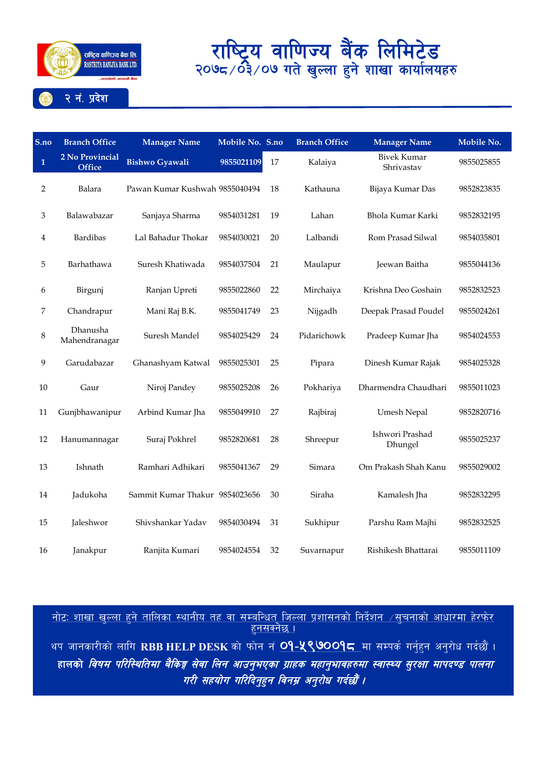# राष्ट्रिय वाणिज्य बैंक लिमिटेड

## २०७८/०३/०७ गते खुल्ला हुने शाखा कार्यालयहरु

### २ नं. प्रदेश

| S.no | Branch Office | Manager Name | Mobile No. | S.no | Branch Office | Manager Name | Mobile No. |
|---|---|---|---|---|---|---|---|
| **1** | **2 No Provincial Office** | **Bishwo Gyawali** | **9855021109** | 17 | Kalaiya | Bivek Kumar Shrivastav | 9855025855 |
| 2 | Balara | Pawan Kumar Kushwah | 9855040494 | 18 | Kathauna | Bijaya Kumar Das | 9852823835 |
| 3 | Balawabazar | Sanjaya Sharma | 9854031281 | 19 | Lahan | Bhola Kumar Karki | 9852832195 |
| 4 | Bardibas | Lal Bahadur Thokar | 9854030021 | 20 | Lalbandi | Rom Prasad Silwal | 9854035801 |
| 5 | Barhathawa | Suresh Khatiwada | 9854037504 | 21 | Maulapur | Jeewan Baitha | 9855044136 |
| 6 | Birgunj | Ranjan Upreti | 9855022860 | 22 | Mirchaiya | Krishna Deo Goshain | 9852832523 |
| 7 | Chandrapur | Mani Raj B.K. | 9855041749 | 23 | Nijgadh | Deepak Prasad Poudel | 9855024261 |
| 8 | Dhanusha Mahendranagar | Suresh Mandel | 9854025429 | 24 | Pidarichowk | Pradeep Kumar Jha | 9854024553 |
| 9 | Garudabazar | Ghanashyam Katwal | 9855025301 | 25 | Pipara | Dinesh Kumar Rajak | 9854025328 |
| 10 | Gaur | Niroj Pandey | 9855025208 | 26 | Pokhariya | Dharmendra Chaudhari | 9855011023 |
| 11 | Gunjbhawanipur | Arbind Kumar Jha | 9855049910 | 27 | Rajbiraj | Umesh Nepal | 9852820716 |
| 12 | Hanumannagar | Suraj Pokhrel | 9852820681 | 28 | Shreepur | Ishwori Prashad Dhungel | 9855025237 |
| 13 | Ishnath | Ramhari Adhikari | 9855041367 | 29 | Simara | Om Prakash Shah Kanu | 9855029002 |
| 14 | Jadukoha | Sammit Kumar Thakur | 9854023656 | 30 | Siraha | Kamalesh Jha | 9852832295 |
| 15 | Jaleshwor | Shivshankar Yadav | 9854030494 | 31 | Sukhipur | Parshu Ram Majhi | 9852832525 |
| 16 | Janakpur | Ranjita Kumari | 9854024554 | 32 | Suvarnapur | Rishikesh Bhattarai | 9855011109 |

नोटः शाखा खुल्ला हुने तालिका स्थानीय तह वा सम्बन्धित जिल्ला प्रशासनको निर्देशन /सुचनाको आधारमा हेरफेर हुनसक्नेछ ।

थप जानकारीको लागि **RBB HELP DESK** को फोन नं ०१-५९७००१८ मा सम्पर्क गर्नुहुन अनुरोध गर्दछौं ।

***हालको विषम परिस्थितिमा बैकिङ्ग सेवा लिन आउनुभएका ग्राहक महानुभावहरुमा स्वास्थ्य सुरक्षा मापदण्ड पालना गरी सहयोग गरिदिनुहुन विनम्र अनुरोध गर्दछौं ।***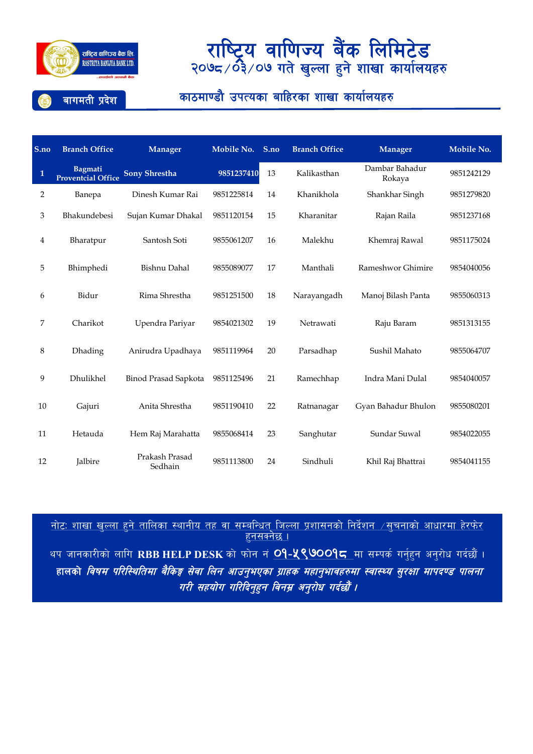राष्ट्रिय वाणिज्य बैंक लिमिटेड

राष्ट्रिय वाणिज्य बैंक लि.
RASTRIYA BANIJYA BANK LTD.

# राष्ट्रिय वाणिज्य बैंक लिमिटेड

## २०७८/०३/०७ गते खुल्ला हुने शाखा कार्यालयहरु

### बागमती प्रदेश

### काठमाण्डौ उपत्यका बाहिरका शाखा कार्यालयहरु

| S.no | Branch Office | Manager | Mobile No. | S.no | Branch Office | Manager | Mobile No. |
|---|---|---|---|---|---|---|---|
| **1** | **Bagmati Provenctial Office** | **Sony Shrestha** | **9851237410** | 13 | Kalikasthan | Dambar Bahadur Rokaya | 9851242129 |
| 2 | Banepa | Dinesh Kumar Rai | 9851225814 | 14 | Khanikhola | Shankhar Singh | 9851279820 |
| 3 | Bhakundebesi | Sujan Kumar Dhakal | 9851120154 | 15 | Kharanitar | Rajan Raila | 9851237168 |
| 4 | Bharatpur | Santosh Soti | 9855061207 | 16 | Malekhu | Khemraj Rawal | 9851175024 |
| 5 | Bhimphedi | Bishnu Dahal | 9855089077 | 17 | Manthali | Rameshwor Ghimire | 9854040056 |
| 6 | Bidur | Rima Shrestha | 9851251500 | 18 | Narayangadh | Manoj Bilash Panta | 9855060313 |
| 7 | Charikot | Upendra Pariyar | 9854021302 | 19 | Netrawati | Raju Baram | 9851313155 |
| 8 | Dhading | Anirudra Upadhaya | 9851119964 | 20 | Parsadhap | Sushil Mahato | 9855064707 |
| 9 | Dhulikhel | Binod Prasad Sapkota | 9851125496 | 21 | Ramechhap | Indra Mani Dulal | 9854040057 |
| 10 | Gajuri | Anita Shrestha | 9851190410 | 22 | Ratnanagar | Gyan Bahadur Bhulon | 9855080201 |
| 11 | Hetauda | Hem Raj Marahatta | 9855068414 | 23 | Sanghutar | Sundar Suwal | 9854022055 |
| 12 | Jalbire | Prakash Prasad Sedhain | 9851113800 | 24 | Sindhuli | Khil Raj Bhattrai | 9854041155 |

नोटः शाखा खुल्ला हुने तालिका स्थानीय तह वा सम्बन्धित जिल्ला प्रशासनको निर्देशन /सुचनाको आधारमा हेरफेर हुनसक्नेछ ।

थप जानकारीको लागि **RBB HELP DESK** को फोन नं **०१-५९७००१८** मा सम्पर्क गर्नुहुन अनुरोध गर्दछौं ।

**हालको *विषम परिस्थितिमा बैंकिङ्ग सेवा लिन आउनुभएका ग्राहक महानुभावहरुमा स्वास्थ्य सुरक्षा मापदण्ड पालना गरी सहयोग गरिदिनुहुन विनम्र अनुरोध गर्दछौं ।***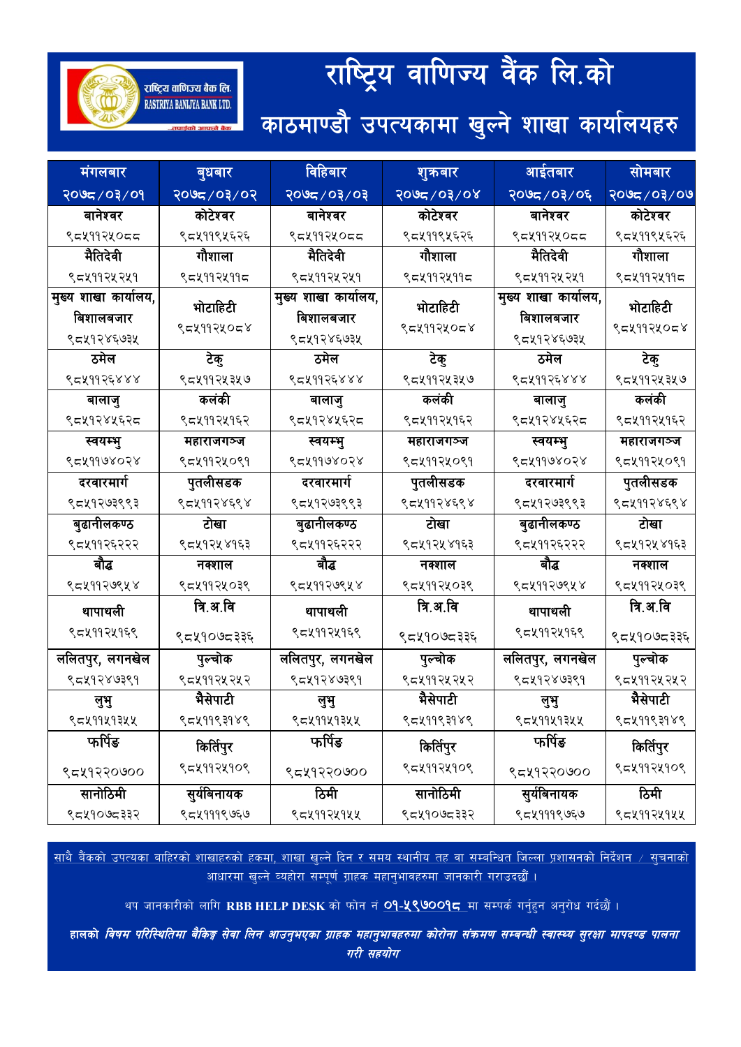राष्ट्रिय वाणिज्य बैंक लि.

RASTRIYA BANIJYA BANK LTD.

...तपाईंको आफ्नो बैंक

# राष्ट्रिय वाणिज्य बैंक लि.को

## काठमाण्डौ उपत्यकामा खुल्ने शाखा कार्यालयहरु

| मंगलबार | बुधबार | विहिबार | शुक्रबार | आईतबार | सोमबार |
|---|---|---|---|---|---|
| २०७८/०३/०१ | २०७८/०३/०२ | २०७८/०३/०३ | २०७८/०३/०४ | २०७८/०३/०६ | २०७८/०३/०७ |
| बानेश्वर ९८५११२५०८८ | कोटेश्वर ९८५११९५६२६ | बानेश्वर ९८५११२५०८८ | कोटेश्वर ९८५११९५६२६ | बानेश्वर ९८५११२५०८८ | कोटेश्वर ९८५११९५६२६ |
| मैतिदेवी ९८५११२५२५१ | गौशाला ९८५११२५११८ | मैतिदेवी ९८५११२५२५१ | गौशाला ९८५११२५११८ | मैतिदेवी ९८५११२५२५१ | गौशाला ९८५११२५११८ |
| मुख्य शाखा कार्यालय, विशालबजार ९८५१२४६७३५ | भोटाहिटी ९८५११२५०८४ | मुख्य शाखा कार्यालय, विशालबजार ९८५१२४६७३५ | भोटाहिटी ९८५११२५०८४ | मुख्य शाखा कार्यालय, विशालबजार ९८५१२४६७३५ | भोटाहिटी ९८५११२५०८४ |
| ठमेल ९८५११२६४४४ | टेकु ९८५११२५३५७ | ठमेल ९८५११२६४४४ | टेकु ९८५११२५३५७ | ठमेल ९८५११२६४४४ | टेकु ९८५११२५३५७ |
| बालाजु ९८५१२४५६२८ | कलंकी ९८५११२५१६२ | बालाजु ९८५१२४५६२८ | कलंकी ९८५११२५१६२ | बालाजु ९८५१२४५६२८ | कलंकी ९८५११२५१६२ |
| स्वयम्भु ९८५११७४०२४ | महाराजगञ्ज ९८५११२५०९१ | स्वयम्भु ९८५११७४०२४ | महाराजगञ्ज ९८५११२५०९१ | स्वयम्भु ९८५११७४०२४ | महाराजगञ्ज ९८५११२५०९१ |
| दरवारमार्ग ९८५१२७३९९३ | पुतलीसडक ९८५११२४६९४ | दरवारमार्ग ९८५१२७३९९३ | पुतलीसडक ९८५११२४६९४ | दरवारमार्ग ९८५१२७३९९३ | पुतलीसडक ९८५११२४६९४ |
| बुढानीलकण्ठ ९८५११२६२२२ | टोखा ९८५१२५४१६३ | बुढानीलकण्ठ ९८५११२६२२२ | टोखा ९८५१२५४१६३ | बुढानीलकण्ठ ९८५११२६२२२ | टोखा ९८५१२५४१६३ |
| बौद्ध ९८५११२७९५४ | नक्शाल ९८५११२५०३९ | बौद्ध ९८५११२७९५४ | नक्शाल ९८५११२५०३९ | बौद्ध ९८५११२७९५४ | नक्शाल ९८५११२५०३९ |
| थापाथली ९८५११२५१६९ | त्रि.अ.वि ९८५१०७८३३६ | थापाथली ९८५११२५१६९ | त्रि.अ.वि ९८५१०७८३३६ | थापाथली ९८५११२५१६९ | त्रि.अ.वि ९८५१०७८३३६ |
| ललितपुर, लगनखेल ९८५१२४७३९१ | पुल्चोक ९८५११२५२५२ | ललितपुर, लगनखेल ९८५१२४७३९१ | पुल्चोक ९८५११२५२५२ | ललितपुर, लगनखेल ९८५१२४७३९१ | पुल्चोक ९८५११२५२५२ |
| लुभु ९८५११५१३५५ | भैसेपाटी ९८५११९३१४९ | लुभु ९८५११५१३५५ | भैसेपाटी ९८५११९३१४९ | लुभु ९८५११५१३५५ | भैसेपाटी ९८५११९३१४९ |
| फर्पिङ ९८५१२२०७०० | किर्तिपुर ९८५११२५१०९ | फर्पिङ ९८५१२२०७०० | किर्तिपुर ९८५११२५१०९ | फर्पिङ ९८५१२२०७०० | किर्तिपुर ९८५११२५१०९ |
| सानोठिमी ९८५१०७८३३२ | सुर्यबिनायक ९८५१११९७६७ | ठिमी ९८५११२५१५५ | सानोठिमी ९८५१०७८३३२ | सुर्यबिनायक ९८५१११९७६७ | ठिमी ९८५११२५१५५ |

साथै बैंकको उपत्यका बाहिरको शाखाहरुको हकमा, शाखा खुल्ने दिन र समय स्थानीय तह वा सम्बन्धित जिल्ला प्रशासनको निर्देशन / सुचनाको आधारमा खुल्ने व्यहोरा सम्पूर्ण ग्राहक महानुभावहरुमा जानकारी गराउदछौं ।

थप जानकारीको लागि **RBB HELP DESK** को फोन नं **०१-५९७००१८** मा सम्पर्क गर्नुहुन अनुरोध गर्दछौं ।

***हालको विषम परिस्थितिमा बैंकिङ्ग सेवा लिन आउनुभएका ग्राहक महानुभावहरुमा कोरोना संक्रमण सम्बन्धी स्वास्थ्य सुरक्षा मापदण्ड पालना गरी सहयोग***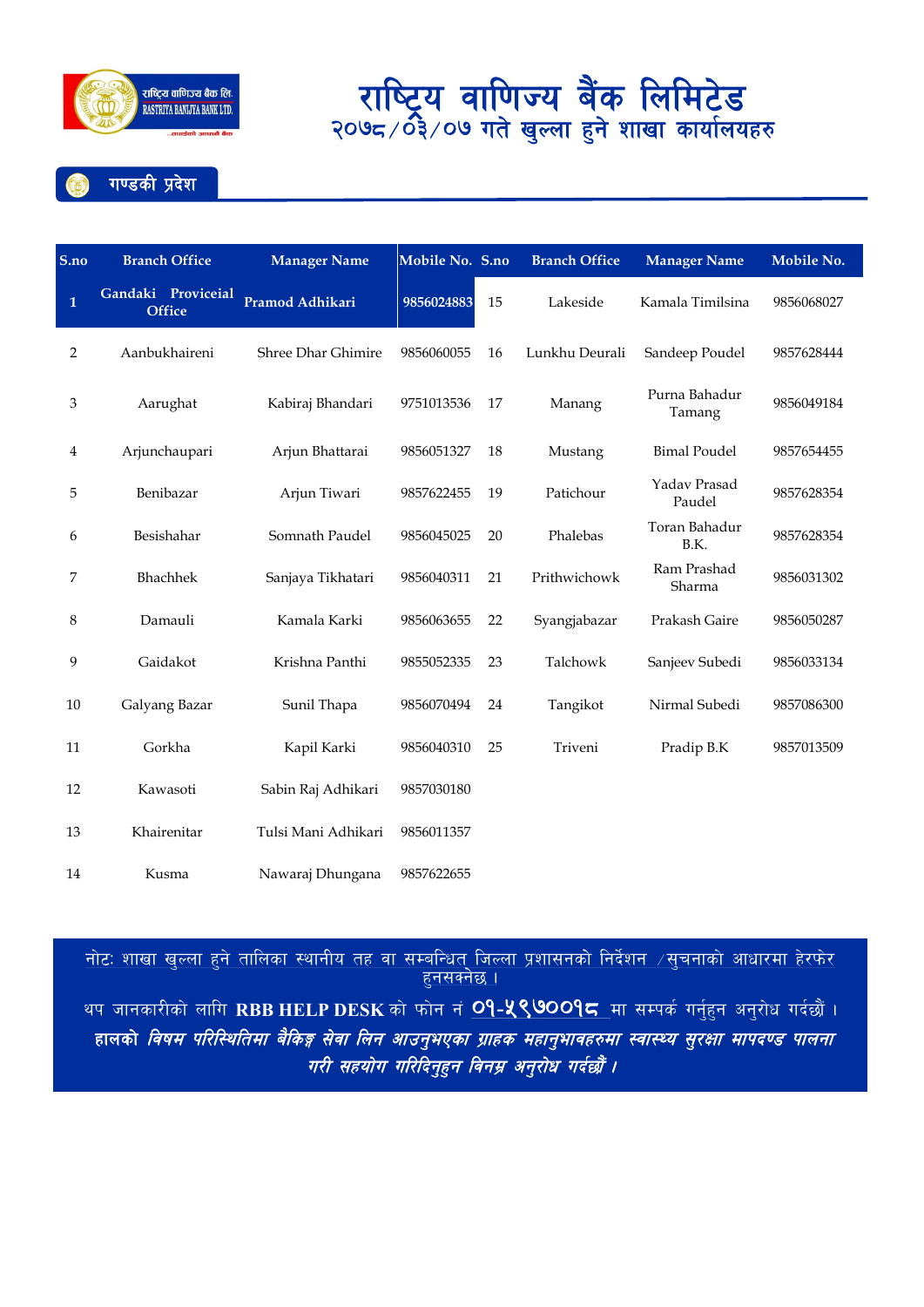# राष्ट्रिय वाणिज्य बैंक लिमिटेड

## २०७८/०३/०७ गते खुल्ला हुने शाखा कार्यालयहरु

### गण्डकी प्रदेश

| S.no | Branch Office | Manager Name | Mobile No. | S.no | Branch Office | Manager Name | Mobile No. |
|---|---|---|---|---|---|---|---|
| 1 | Gandaki Proviceial Office | Pramod Adhikari | 9856024883 | 15 | Lakeside | Kamala Timilsina | 9856068027 |
| 2 | Aanbukhaireni | Shree Dhar Ghimire | 9856060055 | 16 | Lunkhu Deurali | Sandeep Poudel | 9857628444 |
| 3 | Aarughat | Kabiraj Bhandari | 9751013536 | 17 | Manang | Purna Bahadur Tamang | 9856049184 |
| 4 | Arjunchaupari | Arjun Bhattarai | 9856051327 | 18 | Mustang | Bimal Poudel | 9857654455 |
| 5 | Benibazar | Arjun Tiwari | 9857622455 | 19 | Patichour | Yadav Prasad Paudel | 9857628354 |
| 6 | Besishahar | Somnath Paudel | 9856045025 | 20 | Phalebas | Toran Bahadur B.K. | 9857628354 |
| 7 | Bhachhek | Sanjaya Tikhatari | 9856040311 | 21 | Prithwichowk | Ram Prashad Sharma | 9856031302 |
| 8 | Damauli | Kamala Karki | 9856063655 | 22 | Syangjabazar | Prakash Gaire | 9856050287 |
| 9 | Gaidakot | Krishna Panthi | 9855052335 | 23 | Talchowk | Sanjeev Subedi | 9856033134 |
| 10 | Galyang Bazar | Sunil Thapa | 9856070494 | 24 | Tangikot | Nirmal Subedi | 9857086300 |
| 11 | Gorkha | Kapil Karki | 9856040310 | 25 | Triveni | Pradip B.K | 9857013509 |
| 12 | Kawasoti | Sabin Raj Adhikari | 9857030180 | | | | |
| 13 | Khairenitar | Tulsi Mani Adhikari | 9856011357 | | | | |
| 14 | Kusma | Nawaraj Dhungana | 9857622655 | | | | |

नोटः शाखा खुल्ला हुने तालिका स्थानीय तह वा सम्बन्धित जिल्ला प्रशासनको निर्देशन /सुचनाको आधारमा हेरफेर हुनसक्नेछ ।

थप जानकारीको लागि **RBB HELP DESK** को फोन नं ०१-५९७००१८ मा सम्पर्क गर्नुहुन अनुरोध गर्दछौं ।

***हालको विषम परिस्थितिमा बैंकिङ्ग सेवा लिन आउनुभएका ग्राहक महानुभावहरुमा स्वास्थ्य सुरक्षा मापदण्ड पालना गरी सहयोग गरिदिनुहुन विनम्र अनुरोध गर्दछौं ।***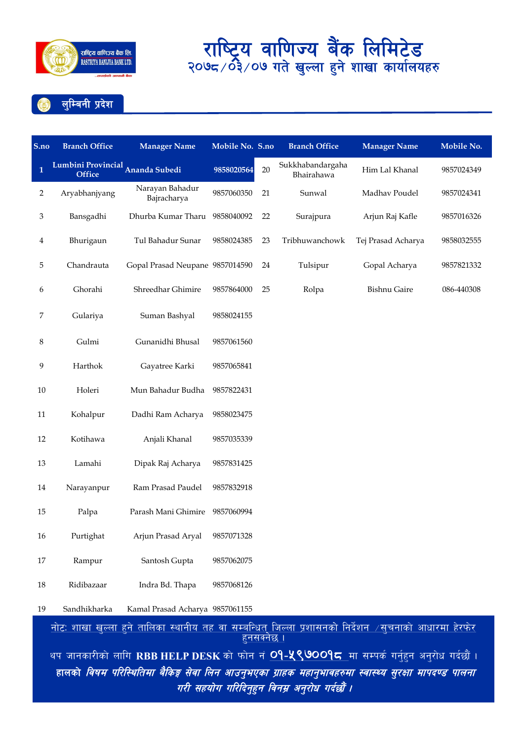# राष्ट्रिय वाणिज्य बैंक लिमिटेड
## २०७८/०३/०७ गते खुल्ला हुने शाखा कार्यालयहरु

### लुम्बिनी प्रदेश

| S.no | Branch Office | Manager Name | Mobile No. | S.no | Branch Office | Manager Name | Mobile No. |
|---|---|---|---|---|---|---|---|
| **1** | **Lumbini Provincial Office** | **Ananda Subedi** | **9858020564** | 20 | Sukkhabandargaha Bhairahawa | Him Lal Khanal | 9857024349 |
| 2 | Aryabhanjyang | Narayan Bahadur Bajracharya | 9857060350 | 21 | Sunwal | Madhav Poudel | 9857024341 |
| 3 | Bansgadhi | Dhurba Kumar Tharu | 9858040092 | 22 | Surajpura | Arjun Raj Kafle | 9857016326 |
| 4 | Bhurigaun | Tul Bahadur Sunar | 9858024385 | 23 | Tribhuwanchowk | Tej Prasad Acharya | 9858032555 |
| 5 | Chandrauta | Gopal Prasad Neupane | 9857014590 | 24 | Tulsipur | Gopal Acharya | 9857821332 |
| 6 | Ghorahi | Shreedhar Ghimire | 9857864000 | 25 | Rolpa | Bishnu Gaire | 086-440308 |
| 7 | Gulariya | Suman Bashyal | 9858024155 | | | | |
| 8 | Gulmi | Gunanidhi Bhusal | 9857061560 | | | | |
| 9 | Harthok | Gayatree Karki | 9857065841 | | | | |
| 10 | Holeri | Mun Bahadur Budha | 9857822431 | | | | |
| 11 | Kohalpur | Dadhi Ram Acharya | 9858023475 | | | | |
| 12 | Kotihawa | Anjali Khanal | 9857035339 | | | | |
| 13 | Lamahi | Dipak Raj Acharya | 9857831425 | | | | |
| 14 | Narayanpur | Ram Prasad Paudel | 9857832918 | | | | |
| 15 | Palpa | Parash Mani Ghimire | 9857060994 | | | | |
| 16 | Purtighat | Arjun Prasad Aryal | 9857071328 | | | | |
| 17 | Rampur | Santosh Gupta | 9857062075 | | | | |
| 18 | Ridibazaar | Indra Bd. Thapa | 9857068126 | | | | |
| 19 | Sandhikharka | Kamal Prasad Acharya | 9857061155 | | | | |

नोटः शाखा खुल्ला हुने तालिका स्थानीय तह वा सम्बन्धित जिल्ला प्रशासनको निर्देशन /सुचनाको आधारमा हेरफेर हुनसक्नेछ ।

थप जानकारीको लागि **RBB HELP DESK** को फोन नं **०१-५९७००१८** मा सम्पर्क गर्नुहुन अनुरोध गर्दछौं ।

***हालको विषम परिस्थितिमा बैंकिङ सेवा लिन आउनुभएका ग्राहक महानुभावहरुमा स्वास्थ्य सुरक्षा मापदण्ड पालना गरी सहयोग गरिदिनुहुन विनम्र अनुरोध गर्दछौं ।***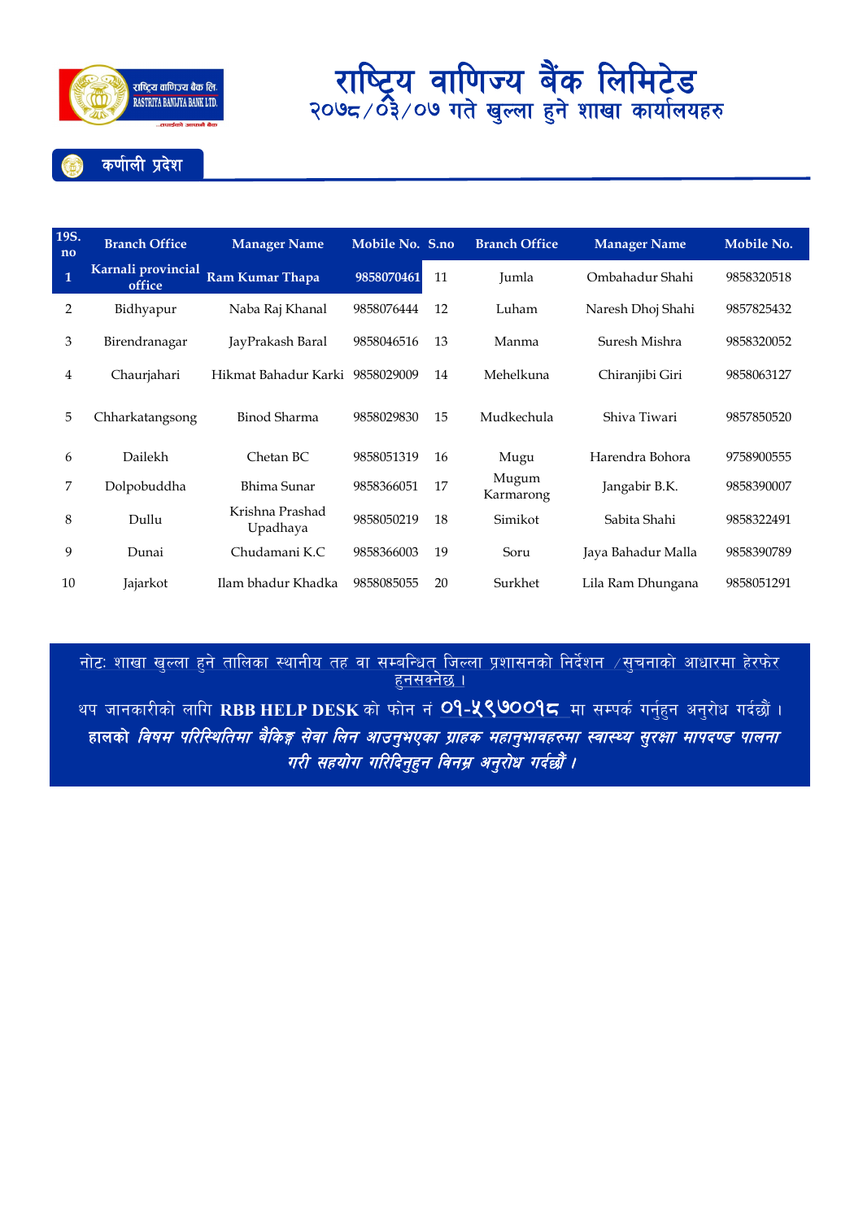# राष्ट्रिय वाणिज्य बैंक लिमिटेड

## २०७८/०३/०७ गते खुल्ला हुने शाखा कार्यालयहरु

### कर्णाली प्रदेश

| 19S. no | Branch Office | Manager Name | Mobile No. | S.no | Branch Office | Manager Name | Mobile No. |
|---|---|---|---|---|---|---|---|
| 1 | Karnali provincial office | Ram Kumar Thapa | 9858070461 | 11 | Jumla | Ombahadur Shahi | 9858320518 |
| 2 | Bidhyapur | Naba Raj Khanal | 9858076444 | 12 | Luham | Naresh Dhoj Shahi | 9857825432 |
| 3 | Birendranagar | JayPrakash Baral | 9858046516 | 13 | Manma | Suresh Mishra | 9858320052 |
| 4 | Chaurjahari | Hikmat Bahadur Karki | 9858029009 | 14 | Mehelkuna | Chiranjibi Giri | 9858063127 |
| 5 | Chharkatangsong | Binod Sharma | 9858029830 | 15 | Mudkechula | Shiva Tiwari | 9857850520 |
| 6 | Dailekh | Chetan BC | 9858051319 | 16 | Mugu | Harendra Bohora | 9758900555 |
| 7 | Dolpobuddha | Bhima Sunar | 9858366051 | 17 | Mugum Karmarong | Jangabir B.K. | 9858390007 |
| 8 | Dullu | Krishna Prashad Upadhaya | 9858050219 | 18 | Simikot | Sabita Shahi | 9858322491 |
| 9 | Dunai | Chudamani K.C | 9858366003 | 19 | Soru | Jaya Bahadur Malla | 9858390789 |
| 10 | Jajarkot | Ilam bhadur Khadka | 9858085055 | 20 | Surkhet | Lila Ram Dhungana | 9858051291 |

नोटः शाखा खुल्ला हुने तालिका स्थानीय तह वा सम्बन्धित जिल्ला प्रशासनको निर्देशन /सुचनाको आधारमा हेरफेर हुनसक्नेछ ।

थप जानकारीको लागि **RBB HELP DESK** को फोन नं **०१-५९७००१८** मा सम्पर्क गर्नुहुन अनुरोध गर्दछौं ।

***हालको विषम परिस्थितिमा बैंकिङ्ग सेवा लिन आउनुभएका ग्राहक महानुभावहरुमा स्वास्थ्य सुरक्षा मापदण्ड पालना गरी सहयोग गरिदिनुहुन विनम्र अनुरोध गर्दछौं ।***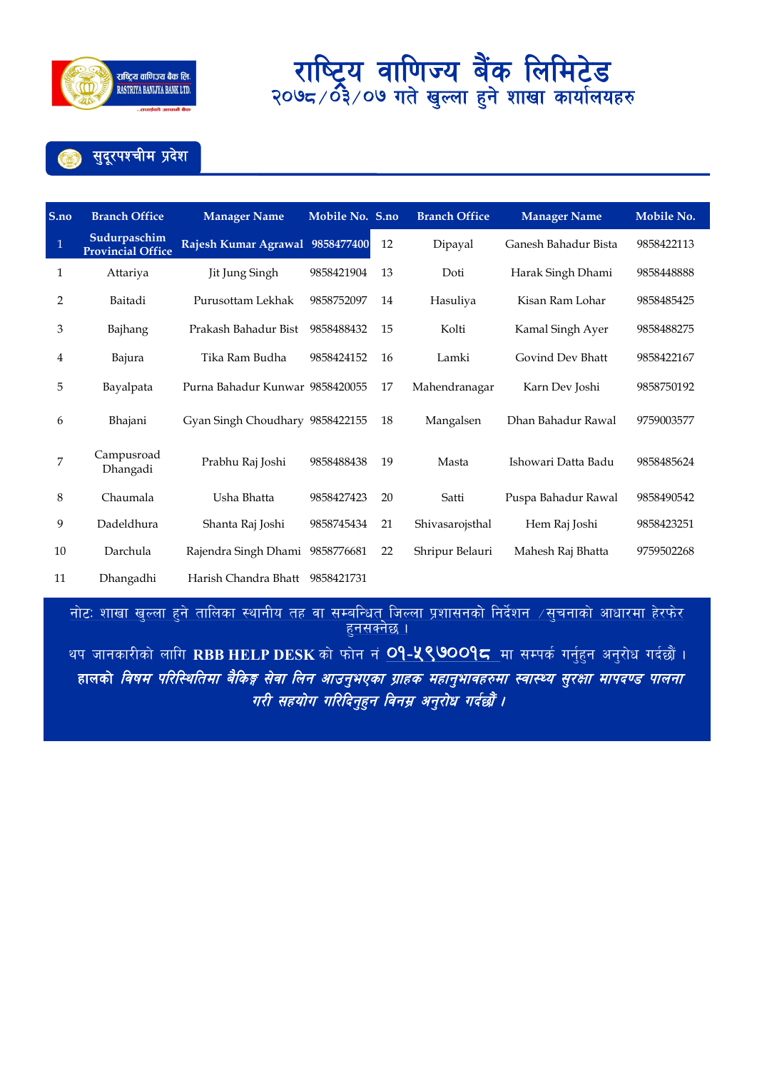# राष्ट्रिय वाणिज्य बैंक लिमिटेड
## २०७८/०३/०७ गते खुल्ला हुने शाखा कार्यालयहरु

### सुदूरपश्चीम प्रदेश

| S.no | Branch Office | Manager Name | Mobile No. | S.no | Branch Office | Manager Name | Mobile No. |
|---|---|---|---|---|---|---|---|
| 1 | **Sudurpaschim Provincial Office** | **Rajesh Kumar Agrawal** | **9858477400** | 12 | Dipayal | Ganesh Bahadur Bista | 9858422113 |
| 1 | Attariya | Jit Jung Singh | 9858421904 | 13 | Doti | Harak Singh Dhami | 9858448888 |
| 2 | Baitadi | Purusottam Lekhak | 9858752097 | 14 | Hasuliya | Kisan Ram Lohar | 9858485425 |
| 3 | Bajhang | Prakash Bahadur Bist | 9858488432 | 15 | Kolti | Kamal Singh Ayer | 9858488275 |
| 4 | Bajura | Tika Ram Budha | 9858424152 | 16 | Lamki | Govind Dev Bhatt | 9858422167 |
| 5 | Bayalpata | Purna Bahadur Kunwar | 9858420055 | 17 | Mahendranagar | Karn Dev Joshi | 9858750192 |
| 6 | Bhajani | Gyan Singh Choudhary | 9858422155 | 18 | Mangalsen | Dhan Bahadur Rawal | 9759003577 |
| 7 | Campusroad Dhangadi | Prabhu Raj Joshi | 9858488438 | 19 | Masta | Ishowari Datta Badu | 9858485624 |
| 8 | Chaumala | Usha Bhatta | 9858427423 | 20 | Satti | Puspa Bahadur Rawal | 9858490542 |
| 9 | Dadeldhura | Shanta Raj Joshi | 9858745434 | 21 | Shivasarojsthal | Hem Raj Joshi | 9858423251 |
| 10 | Darchula | Rajendra Singh Dhami | 9858776681 | 22 | Shripur Belauri | Mahesh Raj Bhatta | 9759502268 |
| 11 | Dhangadhi | Harish Chandra Bhatt | 9858421731 | | | | |

नोटः शाखा खुल्ला हुने तालिका स्थानीय तह वा सम्बन्धित जिल्ला प्रशासनको निर्देशन /सुचनाको आधारमा हेरफेर हुनसक्नेछ ।

थप जानकारीको लागि **RBB HELP DESK** को फोन नं ०१-५९७००१८ मा सम्पर्क गर्नुहुन अनुरोध गर्दछौं ।

**हालको *विषम परिस्थितिमा बैंकिङ्ग सेवा लिन आउनुभएका ग्राहक महानुभावहरुमा स्वास्थ्य सुरक्षा मापदण्ड पालना गरी सहयोग गरिदिनुहुन विनम्र अनुरोध गर्दछौं ।***